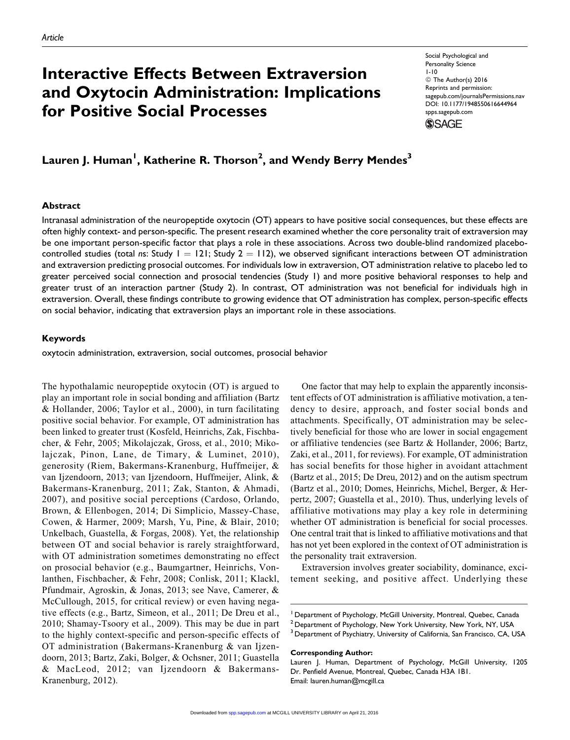Article

# Interactive Effects Between Extraversion and Oxytocin Administration: Implications for Positive Social Processes

Social Psychological and Personality Science
1-10
© The Author(s) 2016
Reprints and permission: sagepub.com/journalsPermissions.nav
DOI: 10.1177/1948550616644964
spps.sagepub.com

**Lauren J. Human[1], Katherine R. Thorson[2], and Wendy Berry Mendes[3]**

## Abstract

Intranasal administration of the neuropeptide oxytocin (OT) appears to have positive social consequences, but these effects are often highly context- and person-specific. The present research examined whether the core personality trait of extraversion may be one important person-specific factor that plays a role in these associations. Across two double-blind randomized placebo-controlled studies (total *ns*: Study 1 = 121; Study 2 = 112), we observed significant interactions between OT administration and extraversion predicting prosocial outcomes. For individuals low in extraversion, OT administration relative to placebo led to greater perceived social connection and prosocial tendencies (Study 1) and more positive behavioral responses to help and greater trust of an interaction partner (Study 2). In contrast, OT administration was not beneficial for individuals high in extraversion. Overall, these findings contribute to growing evidence that OT administration has complex, person-specific effects on social behavior, indicating that extraversion plays an important role in these associations.

### Keywords

oxytocin administration, extraversion, social outcomes, prosocial behavior

The hypothalamic neuropeptide oxytocin (OT) is argued to play an important role in social bonding and affiliation (Bartz & Hollander, 2006; Taylor et al., 2000), in turn facilitating positive social behavior. For example, OT administration has been linked to greater trust (Kosfeld, Heinrichs, Zak, Fischbacher, & Fehr, 2005; Mikolajczak, Gross, et al., 2010; Mikolajczak, Pinon, Lane, de Timary, & Luminet, 2010), generosity (Riem, Bakermans-Kranenburg, Huffmeijer, & van Ijzendoorn, 2013; van Ijzendoorn, Huffmeijer, Alink, & Bakermans-Kranenburg, 2011; Zak, Stanton, & Ahmadi, 2007), and positive social perceptions (Cardoso, Orlando, Brown, & Ellenbogen, 2014; Di Simplicio, Massey-Chase, Cowen, & Harmer, 2009; Marsh, Yu, Pine, & Blair, 2010; Unkelbach, Guastella, & Forgas, 2008). Yet, the relationship between OT and social behavior is rarely straightforward, with OT administration sometimes demonstrating no effect on prosocial behavior (e.g., Baumgartner, Heinrichs, Vonlanthen, Fischbacher, & Fehr, 2008; Conlisk, 2011; Klackl, Pfundmair, Agroskin, & Jonas, 2013; see Nave, Camerer, & McCullough, 2015, for critical review) or even having negative effects (e.g., Bartz, Simeon, et al., 2011; De Dreu et al., 2010; Shamay-Tsoory et al., 2009). This may be due in part to the highly context-specific and person-specific effects of OT administration (Bakermans-Kranenburg & van Ijzendoorn, 2013; Bartz, Zaki, Bolger, & Ochsner, 2011; Guastella & MacLeod, 2012; van Ijzendoorn & Bakermans-Kranenburg, 2012).

One factor that may help to explain the apparently inconsistent effects of OT administration is affiliative motivation, a tendency to desire, approach, and foster social bonds and attachments. Specifically, OT administration may be selectively beneficial for those who are lower in social engagement or affiliative tendencies (see Bartz & Hollander, 2006; Bartz, Zaki, et al., 2011, for reviews). For example, OT administration has social benefits for those higher in avoidant attachment (Bartz et al., 2015; De Dreu, 2012) and on the autism spectrum (Bartz et al., 2010; Domes, Heinrichs, Michel, Berger, & Herpertz, 2007; Guastella et al., 2010). Thus, underlying levels of affiliative motivations may play a key role in determining whether OT administration is beneficial for social processes. One central trait that is linked to affiliative motivations and that has not yet been explored in the context of OT administration is the personality trait extraversion.

Extraversion involves greater sociability, dominance, excitement seeking, and positive affect. Underlying these

[1] Department of Psychology, McGill University, Montreal, Quebec, Canada
[2] Department of Psychology, New York University, New York, NY, USA
[3] Department of Psychiatry, University of California, San Francisco, CA, USA

**Corresponding Author:**
Lauren J. Human, Department of Psychology, McGill University, 1205 Dr. Penfield Avenue, Montreal, Quebec, Canada H3A 1B1.
Email: lauren.human@mcgill.ca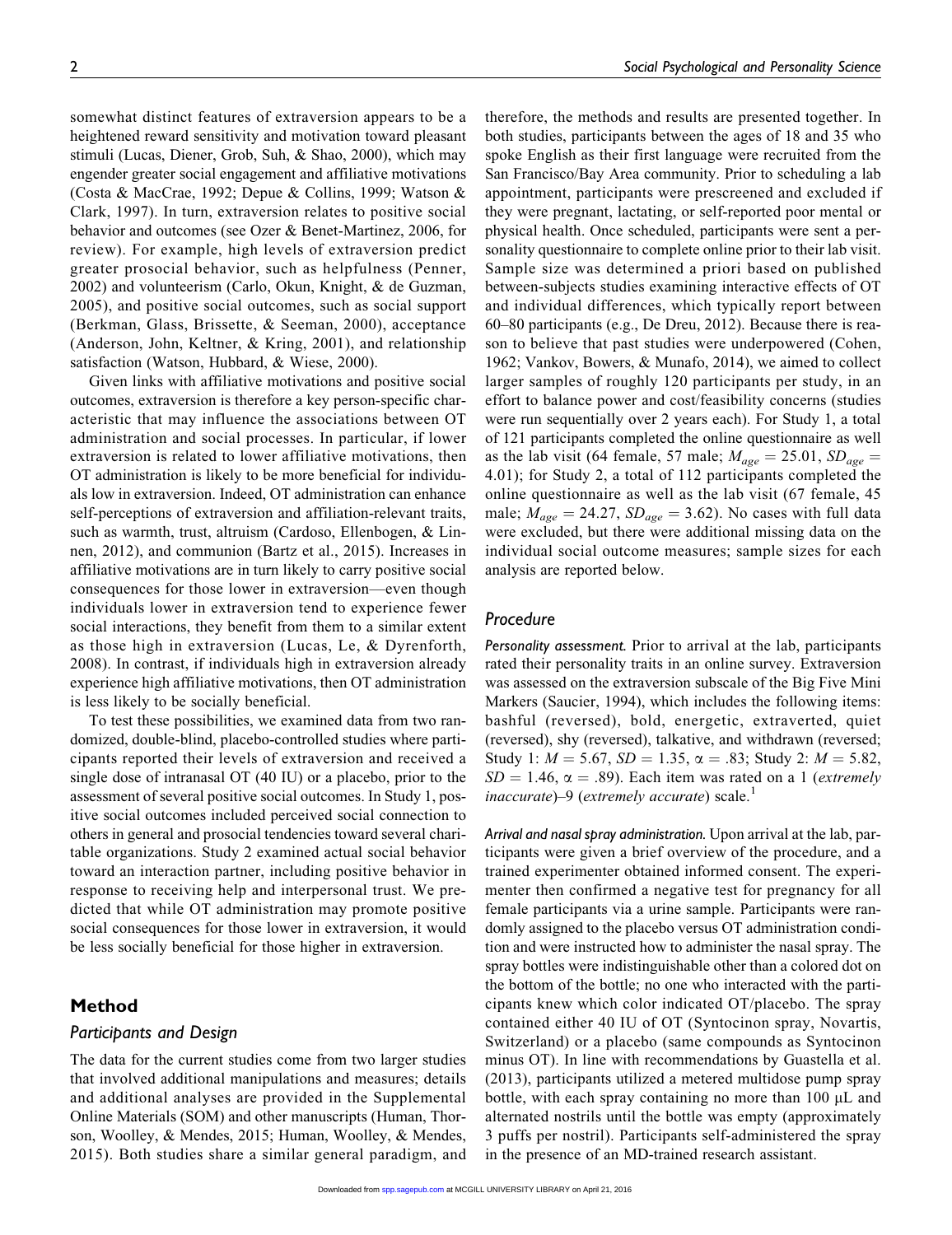somewhat distinct features of extraversion appears to be a heightened reward sensitivity and motivation toward pleasant stimuli (Lucas, Diener, Grob, Suh, & Shao, 2000), which may engender greater social engagement and affiliative motivations (Costa & MacCrae, 1992; Depue & Collins, 1999; Watson & Clark, 1997). In turn, extraversion relates to positive social behavior and outcomes (see Ozer & Benet-Martinez, 2006, for review). For example, high levels of extraversion predict greater prosocial behavior, such as helpfulness (Penner, 2002) and volunteerism (Carlo, Okun, Knight, & de Guzman, 2005), and positive social outcomes, such as social support (Berkman, Glass, Brissette, & Seeman, 2000), acceptance (Anderson, John, Keltner, & Kring, 2001), and relationship satisfaction (Watson, Hubbard, & Wiese, 2000).

Given links with affiliative motivations and positive social outcomes, extraversion is therefore a key person-specific characteristic that may influence the associations between OT administration and social processes. In particular, if lower extraversion is related to lower affiliative motivations, then OT administration is likely to be more beneficial for individuals low in extraversion. Indeed, OT administration can enhance self-perceptions of extraversion and affiliation-relevant traits, such as warmth, trust, altruism (Cardoso, Ellenbogen, & Linnen, 2012), and communion (Bartz et al., 2015). Increases in affiliative motivations are in turn likely to carry positive social consequences for those lower in extraversion—even though individuals lower in extraversion tend to experience fewer social interactions, they benefit from them to a similar extent as those high in extraversion (Lucas, Le, & Dyrenforth, 2008). In contrast, if individuals high in extraversion already experience high affiliative motivations, then OT administration is less likely to be socially beneficial.

To test these possibilities, we examined data from two randomized, double-blind, placebo-controlled studies where participants reported their levels of extraversion and received a single dose of intranasal OT (40 IU) or a placebo, prior to the assessment of several positive social outcomes. In Study 1, positive social outcomes included perceived social connection to others in general and prosocial tendencies toward several charitable organizations. Study 2 examined actual social behavior toward an interaction partner, including positive behavior in response to receiving help and interpersonal trust. We predicted that while OT administration may promote positive social consequences for those lower in extraversion, it would be less socially beneficial for those higher in extraversion.

## Method

### Participants and Design

The data for the current studies come from two larger studies that involved additional manipulations and measures; details and additional analyses are provided in the Supplemental Online Materials (SOM) and other manuscripts (Human, Thorson, Woolley, & Mendes, 2015; Human, Woolley, & Mendes, 2015). Both studies share a similar general paradigm, and therefore, the methods and results are presented together. In both studies, participants between the ages of 18 and 35 who spoke English as their first language were recruited from the San Francisco/Bay Area community. Prior to scheduling a lab appointment, participants were prescreened and excluded if they were pregnant, lactating, or self-reported poor mental or physical health. Once scheduled, participants were sent a personality questionnaire to complete online prior to their lab visit. Sample size was determined a priori based on published between-subjects studies examining interactive effects of OT and individual differences, which typically report between 60–80 participants (e.g., De Dreu, 2012). Because there is reason to believe that past studies were underpowered (Cohen, 1962; Vankov, Bowers, & Munafo, 2014), we aimed to collect larger samples of roughly 120 participants per study, in an effort to balance power and cost/feasibility concerns (studies were run sequentially over 2 years each). For Study 1, a total of 121 participants completed the online questionnaire as well as the lab visit (64 female, 57 male; $M_{age} = 25.01$, $SD_{age} = 4.01$); for Study 2, a total of 112 participants completed the online questionnaire as well as the lab visit (67 female, 45 male; $M_{age} = 24.27$, $SD_{age} = 3.62$). No cases with full data were excluded, but there were additional missing data on the individual social outcome measures; sample sizes for each analysis are reported below.

### Procedure

*Personality assessment.* Prior to arrival at the lab, participants rated their personality traits in an online survey. Extraversion was assessed on the extraversion subscale of the Big Five Mini Markers (Saucier, 1994), which includes the following items: bashful (reversed), bold, energetic, extraverted, quiet (reversed), shy (reversed), talkative, and withdrawn (reversed; Study 1: $M = 5.67$, $SD = 1.35$, $\alpha = .83$; Study 2: $M = 5.82$, $SD = 1.46$, $\alpha = .89$). Each item was rated on a 1 (*extremely inaccurate*)–9 (*extremely accurate*) scale.[1]

*Arrival and nasal spray administration.* Upon arrival at the lab, participants were given a brief overview of the procedure, and a trained experimenter obtained informed consent. The experimenter then confirmed a negative test for pregnancy for all female participants via a urine sample. Participants were randomly assigned to the placebo versus OT administration condition and were instructed how to administer the nasal spray. The spray bottles were indistinguishable other than a colored dot on the bottom of the bottle; no one who interacted with the participants knew which color indicated OT/placebo. The spray contained either 40 IU of OT (Syntocinon spray, Novartis, Switzerland) or a placebo (same compounds as Syntocinon minus OT). In line with recommendations by Guastella et al. (2013), participants utilized a metered multidose pump spray bottle, with each spray containing no more than 100 μL and alternated nostrils until the bottle was empty (approximately 3 puffs per nostril). Participants self-administered the spray in the presence of an MD-trained research assistant.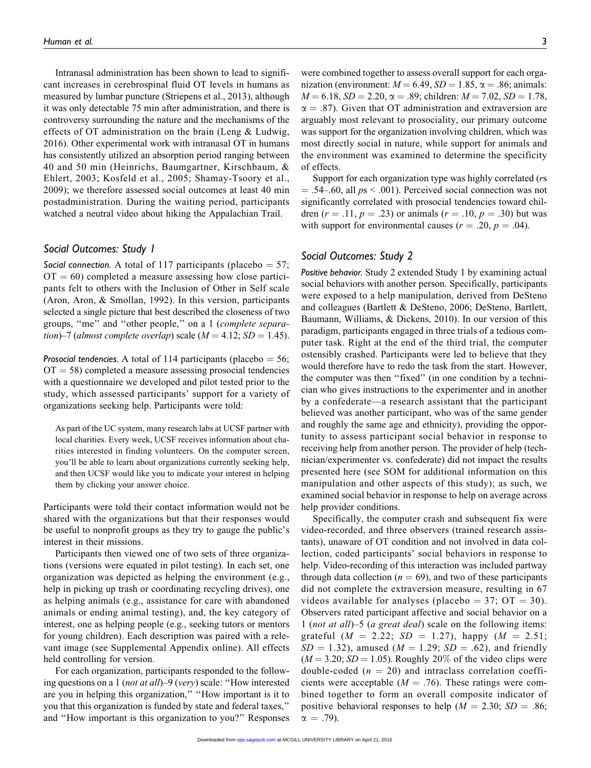Intranasal administration has been shown to lead to significant increases in cerebrospinal fluid OT levels in humans as measured by lumbar puncture (Striepens et al., 2013), although it was only detectable 75 min after administration, and there is controversy surrounding the nature and the mechanisms of the effects of OT administration on the brain (Leng & Ludwig, 2016). Other experimental work with intranasal OT in humans has consistently utilized an absorption period ranging between 40 and 50 min (Heinrichs, Baumgartner, Kirschbaum, & Ehlert, 2003; Kosfeld et al., 2005; Shamay-Tsoory et al., 2009); we therefore assessed social outcomes at least 40 min postadministration. During the waiting period, participants watched a neutral video about hiking the Appalachian Trail.

## Social Outcomes: Study 1

*Social connection.* A total of 117 participants (placebo = 57; OT = 60) completed a measure assessing how close participants felt to others with the Inclusion of Other in Self scale (Aron, Aron, & Smollan, 1992). In this version, participants selected a single picture that best described the closeness of two groups, "me" and "other people," on a 1 (*complete separation*)–7 (*almost complete overlap*) scale ($M = 4.12$; $SD = 1.45$).

*Prosocial tendencies.* A total of 114 participants (placebo = 56; OT = 58) completed a measure assessing prosocial tendencies with a questionnaire we developed and pilot tested prior to the study, which assessed participants' support for a variety of organizations seeking help. Participants were told:

> As part of the UC system, many research labs at UCSF partner with local charities. Every week, UCSF receives information about charities interested in finding volunteers. On the computer screen, you'll be able to learn about organizations currently seeking help, and then UCSF would like you to indicate your interest in helping them by clicking your answer choice.

Participants were told their contact information would not be shared with the organizations but that their responses would be useful to nonprofit groups as they try to gauge the public's interest in their missions.

Participants then viewed one of two sets of three organizations (versions were equated in pilot testing). In each set, one organization was depicted as helping the environment (e.g., help in picking up trash or coordinating recycling drives), one as helping animals (e.g., assistance for care with abandoned animals or ending animal testing), and, the key category of interest, one as helping people (e.g., seeking tutors or mentors for young children). Each description was paired with a relevant image (see Supplemental Appendix online). All effects held controlling for version.

For each organization, participants responded to the following questions on a 1 (*not at all*)–9 (*very*) scale: "How interested are you in helping this organization," "How important is it to you that this organization is funded by state and federal taxes," and "How important is this organization to you?" Responses were combined together to assess overall support for each organization (environment: $M = 6.49$, $SD = 1.85$, $\alpha = .86$; animals: $M = 6.18$, $SD = 2.20$, $\alpha = .89$; children: $M = 7.02$, $SD = 1.78$, $\alpha = .87$). Given that OT administration and extraversion are arguably most relevant to prosociality, our primary outcome was support for the organization involving children, which was most directly social in nature, while support for animals and the environment was examined to determine the specificity of effects.

Support for each organization type was highly correlated ($r$s $= .54$–$.60$, all $p$s $< .001$). Perceived social connection was not significantly correlated with prosocial tendencies toward children ($r = .11$, $p = .23$) or animals ($r = .10$, $p = .30$) but was with support for environmental causes ($r = .20$, $p = .04$).

## Social Outcomes: Study 2

*Positive behavior.* Study 2 extended Study 1 by examining actual social behaviors with another person. Specifically, participants were exposed to a help manipulation, derived from DeSteno and colleagues (Bartlett & DeSteno, 2006; DeSteno, Bartlett, Baumann, Williams, & Dickens, 2010). In our version of this paradigm, participants engaged in three trials of a tedious computer task. Right at the end of the third trial, the computer ostensibly crashed. Participants were led to believe that they would therefore have to redo the task from the start. However, the computer was then "fixed" (in one condition by a technician who gives instructions to the experimenter and in another by a confederate—a research assistant that the participant believed was another participant, who was of the same gender and roughly the same age and ethnicity), providing the opportunity to assess participant social behavior in response to receiving help from another person. The provider of help (technician/experimenter vs. confederate) did not impact the results presented here (see SOM for additional information on this manipulation and other aspects of this study); as such, we examined social behavior in response to help on average across help provider conditions.

Specifically, the computer crash and subsequent fix were video-recorded, and three observers (trained research assistants), unaware of OT condition and not involved in data collection, coded participants' social behaviors in response to help. Video-recording of this interaction was included partway through data collection ($n = 69$), and two of these participants did not complete the extraversion measure, resulting in 67 videos available for analyses (placebo = 37; OT = 30). Observers rated participant affective and social behavior on a 1 (*not at all*)–5 (*a great deal*) scale on the following items: grateful ($M = 2.22$; $SD = 1.27$), happy ($M = 2.51$; $SD = 1.32$), amused ($M = 1.29$; $SD = .62$), and friendly ($M = 3.20$; $SD = 1.05$). Roughly 20% of the video clips were double-coded ($n = 20$) and intraclass correlation coefficients were acceptable ($M = .76$). These ratings were combined together to form an overall composite indicator of positive behavioral responses to help ($M = 2.30$; $SD = .86$; $\alpha = .79$).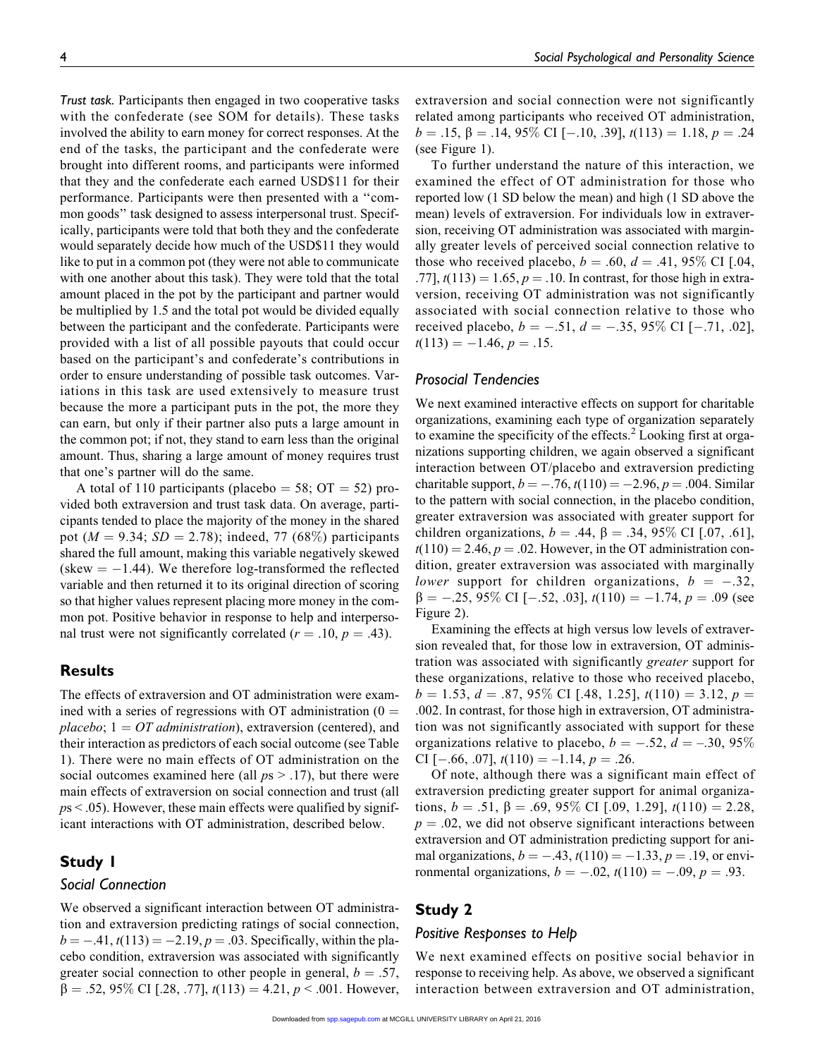*Trust task.* Participants then engaged in two cooperative tasks with the confederate (see SOM for details). These tasks involved the ability to earn money for correct responses. At the end of the tasks, the participant and the confederate were brought into different rooms, and participants were informed that they and the confederate each earned USD$11 for their performance. Participants were then presented with a "common goods" task designed to assess interpersonal trust. Specifically, participants were told that both they and the confederate would separately decide how much of the USD$11 they would like to put in a common pot (they were not able to communicate with one another about this task). They were told that the total amount placed in the pot by the participant and partner would be multiplied by 1.5 and the total pot would be divided equally between the participant and the confederate. Participants were provided with a list of all possible payouts that could occur based on the participant's and confederate's contributions in order to ensure understanding of possible task outcomes. Variations in this task are used extensively to measure trust because the more a participant puts in the pot, the more they can earn, but only if their partner also puts a large amount in the common pot; if not, they stand to earn less than the original amount. Thus, sharing a large amount of money requires trust that one's partner will do the same.

A total of 110 participants (placebo = 58; OT = 52) provided both extraversion and trust task data. On average, participants tended to place the majority of the money in the shared pot ($M = 9.34$; $SD = 2.78$); indeed, 77 (68%) participants shared the full amount, making this variable negatively skewed (skew = −1.44). We therefore log-transformed the reflected variable and then returned it to its original direction of scoring so that higher values represent placing more money in the common pot. Positive behavior in response to help and interpersonal trust were not significantly correlated ($r = .10$, $p = .43$).

## Results

The effects of extraversion and OT administration were examined with a series of regressions with OT administration (0 = *placebo*; 1 = *OT administration*), extraversion (centered), and their interaction as predictors of each social outcome (see Table 1). There were no main effects of OT administration on the social outcomes examined here (all $ps > .17$), but there were main effects of extraversion on social connection and trust (all $ps < .05$). However, these main effects were qualified by significant interactions with OT administration, described below.

## Study 1

### Social Connection

We observed a significant interaction between OT administration and extraversion predicting ratings of social connection, $b = -.41$, $t(113) = -2.19$, $p = .03$. Specifically, within the placebo condition, extraversion was associated with significantly greater social connection to other people in general, $b = .57$, $\beta = .52$, 95% CI [.28, .77], $t(113) = 4.21$, $p < .001$. However, extraversion and social connection were not significantly related among participants who received OT administration, $b = .15$, $\beta = .14$, 95% CI [−.10, .39], $t(113) = 1.18$, $p = .24$ (see Figure 1).

To further understand the nature of this interaction, we examined the effect of OT administration for those who reported low (1 SD below the mean) and high (1 SD above the mean) levels of extraversion. For individuals low in extraversion, receiving OT administration was associated with marginally greater levels of perceived social connection relative to those who received placebo, $b = .60$, $d = .41$, 95% CI [.04, .77], $t(113) = 1.65$, $p = .10$. In contrast, for those high in extraversion, receiving OT administration was not significantly associated with social connection relative to those who received placebo, $b = -.51$, $d = -.35$, 95% CI [−.71, .02], $t(113) = -1.46$, $p = .15$.

### Prosocial Tendencies

We next examined interactive effects on support for charitable organizations, examining each type of organization separately to examine the specificity of the effects.[2] Looking first at organizations supporting children, we again observed a significant interaction between OT/placebo and extraversion predicting charitable support, $b = -.76$, $t(110) = -2.96$, $p = .004$. Similar to the pattern with social connection, in the placebo condition, greater extraversion was associated with greater support for children organizations, $b = .44$, $\beta = .34$, 95% CI [.07, .61], $t(110) = 2.46$, $p = .02$. However, in the OT administration condition, greater extraversion was associated with marginally *lower* support for children organizations, $b = -.32$, $\beta = -.25$, 95% CI [−.52, .03], $t(110) = -1.74$, $p = .09$ (see Figure 2).

Examining the effects at high versus low levels of extraversion revealed that, for those low in extraversion, OT administration was associated with significantly *greater* support for these organizations, relative to those who received placebo, $b = 1.53$, $d = .87$, 95% CI [.48, 1.25], $t(110) = 3.12$, $p = .002$. In contrast, for those high in extraversion, OT administration was not significantly associated with support for these organizations relative to placebo, $b = -.52$, $d = -.30$, 95% CI [−.66, .07], $t(110) = -1.14$, $p = .26$.

Of note, although there was a significant main effect of extraversion predicting greater support for animal organizations, $b = .51$, $\beta = .69$, 95% CI [.09, 1.29], $t(110) = 2.28$, $p = .02$, we did not observe significant interactions between extraversion and OT administration predicting support for animal organizations, $b = -.43$, $t(110) = -1.33$, $p = .19$, or environmental organizations, $b = -.02$, $t(110) = -.09$, $p = .93$.

## Study 2

### Positive Responses to Help

We next examined effects on positive social behavior in response to receiving help. As above, we observed a significant interaction between extraversion and OT administration,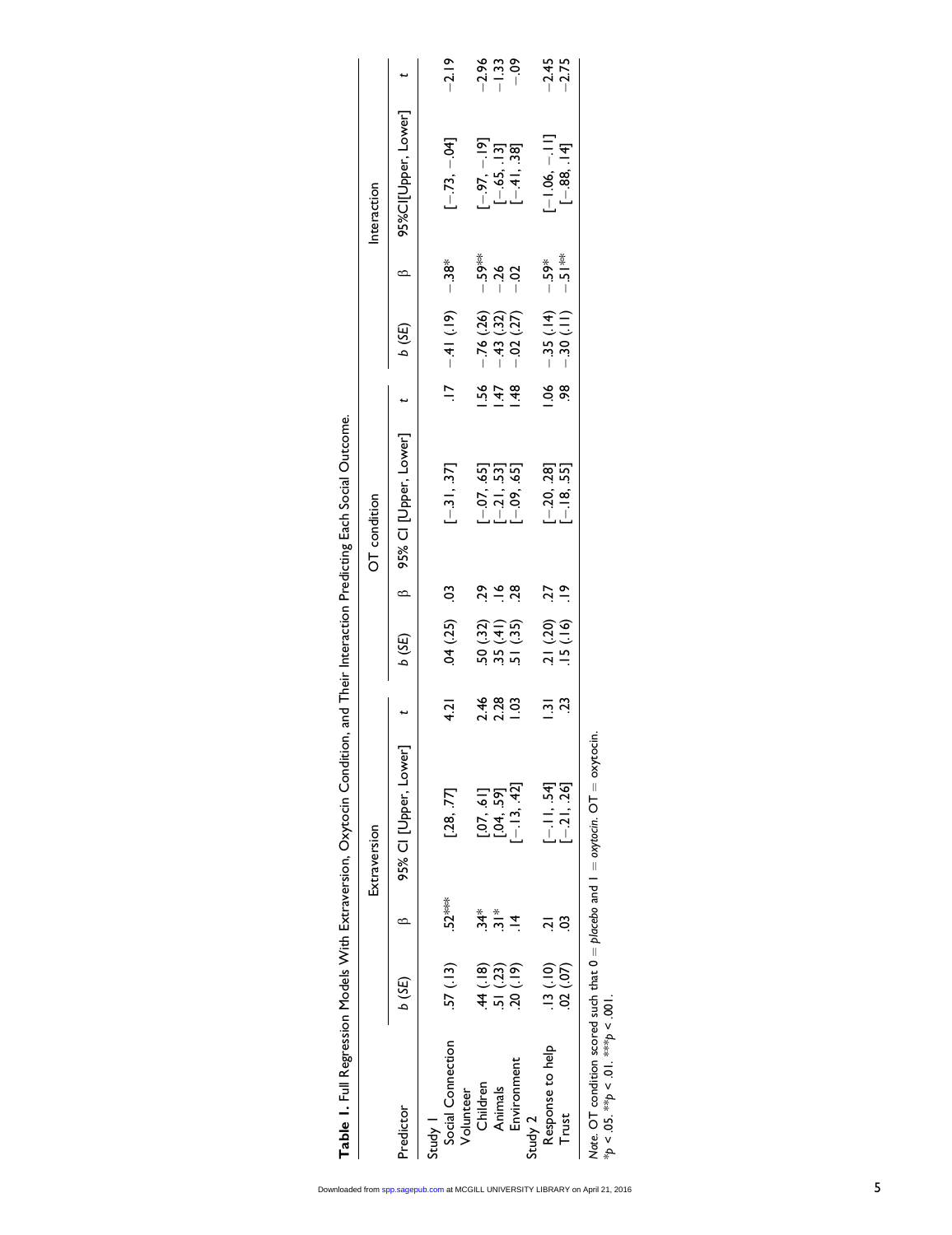**Table 1.** Full Regression Models With Extraversion, Oxytocin Condition, and Their Interaction Predicting Each Social Outcome.

| Predictor | Extraversion | | | | OT condition | | | | Interaction | | | |
|---|---|---|---|---|---|---|---|---|---|---|---|---|
| | *b* (*SE*) | β | 95% CI [Upper, Lower] | *t* | *b* (*SE*) | β | 95% CI [Upper, Lower] | *t* | *b* (*SE*) | β | 95%CI[Upper, Lower] | *t* |
| Study 1 | | | | | | | | | | | | |
| Social Connection | .57 (.13) | .52*** | [.28, .77] | 4.21 | .04 (.25) | .03 | [−.31, .37] | .17 | −.41 (.19) | −.38* | [−.73, −.04] | −2.19 |
| Volunteer | | | | | | | | | | | | |
| Children | .44 (.18) | .34* | [.07, .61] | 2.46 | .50 (.32) | .29 | [−.07, .65] | 1.56 | −.76 (.26) | −.59** | [−.97, −.19] | −2.96 |
| Animals | .51 (.23) | .31* | [.04, .59] | 2.28 | .35 (.41) | .16 | [−.21, .53] | 1.47 | −.43 (.32) | −.26 | [−.65, .13] | −1.33 |
| Environment | .20 (.19) | .14 | [−.13, .42] | 1.03 | .51 (.35) | .28 | [−.09, .65] | 1.48 | −.02 (.27) | −.02 | [−.41, .38] | −.09 |
| Study 2 | | | | | | | | | | | | |
| Response to help | .13 (.10) | .21 | [−.11, .54] | 1.31 | .21 (.20) | .27 | [−.20, .28] | 1.06 | −.35 (.14) | −.59* | [−1.06, −.11] | −2.45 |
| Trust | .02 (.07) | .03 | [−.21, .26] | .23 | .15 (.16) | .19 | [−.18, .55] | .98 | −.30 (.11) | −.51** | [−.88, .14] | −2.75 |

*Note.* OT condition scored such that 0 = *placebo* and 1 = *oxytocin*. OT = oxytocin.
\*$p < .05$. \*\*$p < .01$. \*\*\*$p < .001$.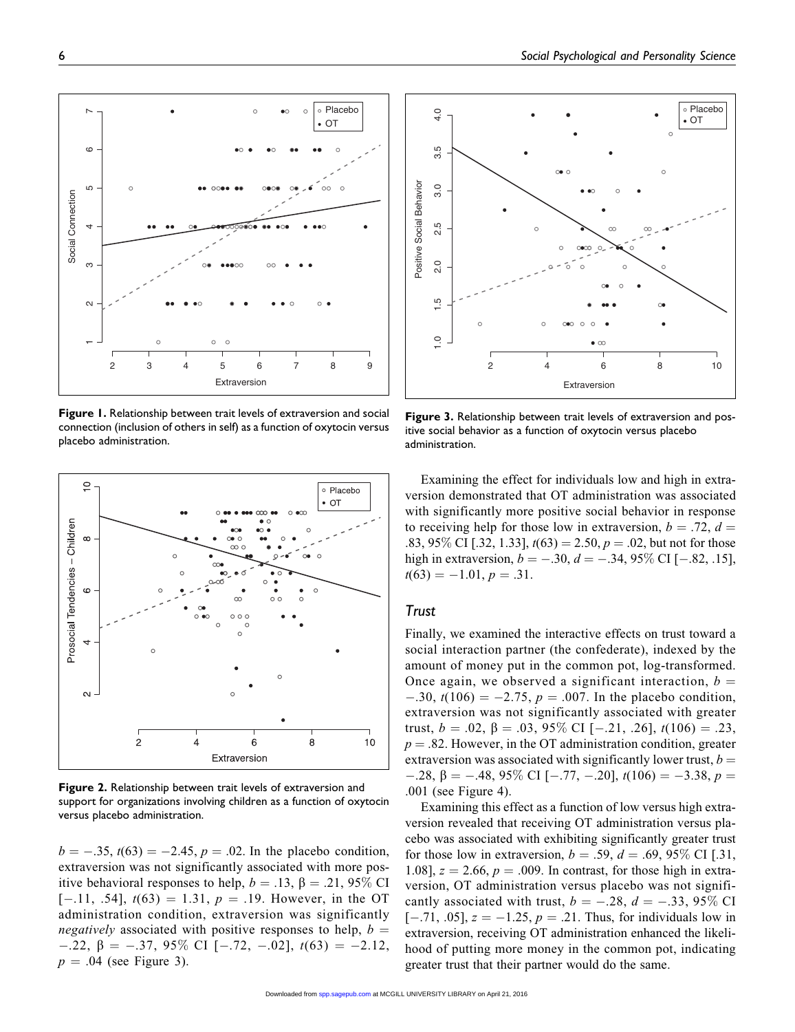Figure 1. Relationship between trait levels of extraversion and social connection (inclusion of others in self) as a function of oxytocin versus placebo administration.

Figure 2. Relationship between trait levels of extraversion and support for organizations involving children as a function of oxytocin versus placebo administration.

$b = -.35$, $t(63) = -2.45$, $p = .02$. In the placebo condition, extraversion was not significantly associated with more positive behavioral responses to help, $b = .13$, $\beta = .21$, 95% CI [−.11, .54], $t(63) = 1.31$, $p = .19$. However, in the OT administration condition, extraversion was significantly *negatively* associated with positive responses to help, $b = -.22$, $\beta = -.37$, 95% CI [−.72, −.02], $t(63) = -2.12$, $p = .04$ (see Figure 3).

Figure 3. Relationship between trait levels of extraversion and positive social behavior as a function of oxytocin versus placebo administration.

Examining the effect for individuals low and high in extraversion demonstrated that OT administration was associated with significantly more positive social behavior in response to receiving help for those low in extraversion, $b = .72$, $d = .83$, 95% CI [.32, 1.33], $t(63) = 2.50$, $p = .02$, but not for those high in extraversion, $b = -.30$, $d = -.34$, 95% CI [−.82, .15], $t(63) = -1.01$, $p = .31$.

### Trust

Finally, we examined the interactive effects on trust toward a social interaction partner (the confederate), indexed by the amount of money put in the common pot, log-transformed. Once again, we observed a significant interaction, $b = -.30$, $t(106) = -2.75$, $p = .007$. In the placebo condition, extraversion was not significantly associated with greater trust, $b = .02$, $\beta = .03$, 95% CI [−.21, .26], $t(106) = .23$, $p = .82$. However, in the OT administration condition, greater extraversion was associated with significantly lower trust, $b = -.28$, $\beta = -.48$, 95% CI [−.77, −.20], $t(106) = -3.38$, $p = .001$ (see Figure 4).

Examining this effect as a function of low versus high extraversion revealed that receiving OT administration versus placebo was associated with exhibiting significantly greater trust for those low in extraversion, $b = .59$, $d = .69$, 95% CI [.31, 1.08], $z = 2.66$, $p = .009$. In contrast, for those high in extraversion, OT administration versus placebo was not significantly associated with trust, $b = -.28$, $d = -.33$, 95% CI [−.71, .05], $z = -1.25$, $p = .21$. Thus, for individuals low in extraversion, receiving OT administration enhanced the likelihood of putting more money in the common pot, indicating greater trust that their partner would do the same.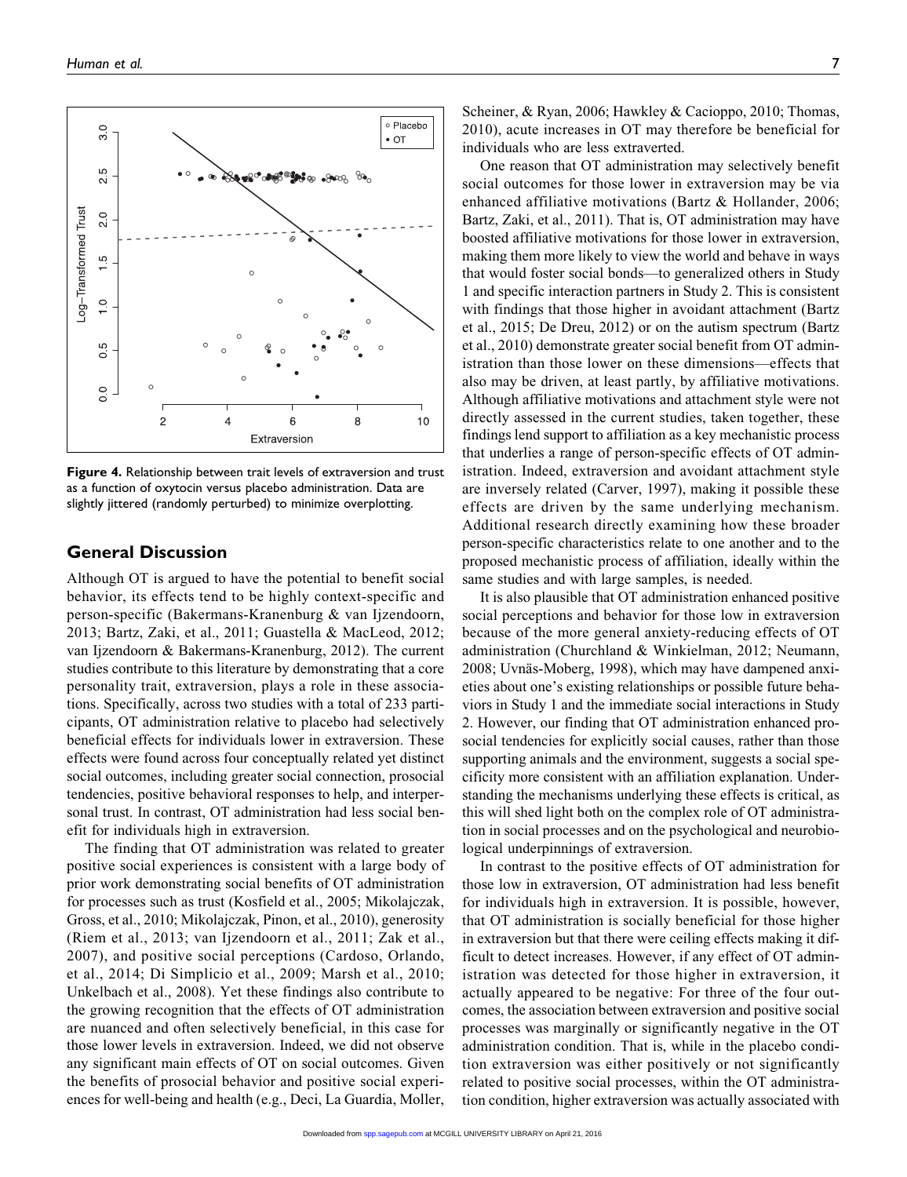**Figure 4.** Relationship between trait levels of extraversion and trust as a function of oxytocin versus placebo administration. Data are slightly jittered (randomly perturbed) to minimize overplotting.

## General Discussion

Although OT is argued to have the potential to benefit social behavior, its effects tend to be highly context-specific and person-specific (Bakermans-Kranenburg & van Ijzendoorn, 2013; Bartz, Zaki, et al., 2011; Guastella & MacLeod, 2012; van Ijzendoorn & Bakermans-Kranenburg, 2012). The current studies contribute to this literature by demonstrating that a core personality trait, extraversion, plays a role in these associations. Specifically, across two studies with a total of 233 participants, OT administration relative to placebo had selectively beneficial effects for individuals lower in extraversion. These effects were found across four conceptually related yet distinct social outcomes, including greater social connection, prosocial tendencies, positive behavioral responses to help, and interpersonal trust. In contrast, OT administration had less social benefit for individuals high in extraversion.

The finding that OT administration was related to greater positive social experiences is consistent with a large body of prior work demonstrating social benefits of OT administration for processes such as trust (Kosfield et al., 2005; Mikolajczak, Gross, et al., 2010; Mikolajczak, Pinon, et al., 2010), generosity (Riem et al., 2013; van Ijzendoorn et al., 2011; Zak et al., 2007), and positive social perceptions (Cardoso, Orlando, et al., 2014; Di Simplicio et al., 2009; Marsh et al., 2010; Unkelbach et al., 2008). Yet these findings also contribute to the growing recognition that the effects of OT administration are nuanced and often selectively beneficial, in this case for those lower levels in extraversion. Indeed, we did not observe any significant main effects of OT on social outcomes. Given the benefits of prosocial behavior and positive social experiences for well-being and health (e.g., Deci, La Guardia, Moller, Scheiner, & Ryan, 2006; Hawkley & Cacioppo, 2010; Thomas, 2010), acute increases in OT may therefore be beneficial for individuals who are less extraverted.

One reason that OT administration may selectively benefit social outcomes for those lower in extraversion may be via enhanced affiliative motivations (Bartz & Hollander, 2006; Bartz, Zaki, et al., 2011). That is, OT administration may have boosted affiliative motivations for those lower in extraversion, making them more likely to view the world and behave in ways that would foster social bonds—to generalized others in Study 1 and specific interaction partners in Study 2. This is consistent with findings that those higher in avoidant attachment (Bartz et al., 2015; De Dreu, 2012) or on the autism spectrum (Bartz et al., 2010) demonstrate greater social benefit from OT administration than those lower on these dimensions—effects that also may be driven, at least partly, by affiliative motivations. Although affiliative motivations and attachment style were not directly assessed in the current studies, taken together, these findings lend support to affiliation as a key mechanistic process that underlies a range of person-specific effects of OT administration. Indeed, extraversion and avoidant attachment style are inversely related (Carver, 1997), making it possible these effects are driven by the same underlying mechanism. Additional research directly examining how these broader person-specific characteristics relate to one another and to the proposed mechanistic process of affiliation, ideally within the same studies and with large samples, is needed.

It is also plausible that OT administration enhanced positive social perceptions and behavior for those low in extraversion because of the more general anxiety-reducing effects of OT administration (Churchland & Winkielman, 2012; Neumann, 2008; Uvnäs-Moberg, 1998), which may have dampened anxieties about one's existing relationships or possible future behaviors in Study 1 and the immediate social interactions in Study 2. However, our finding that OT administration enhanced prosocial tendencies for explicitly social causes, rather than those supporting animals and the environment, suggests a social specificity more consistent with an affiliation explanation. Understanding the mechanisms underlying these effects is critical, as this will shed light both on the complex role of OT administration in social processes and on the psychological and neurobiological underpinnings of extraversion.

In contrast to the positive effects of OT administration for those low in extraversion, OT administration had less benefit for individuals high in extraversion. It is possible, however, that OT administration is socially beneficial for those higher in extraversion but that there were ceiling effects making it difficult to detect increases. However, if any effect of OT administration was detected for those higher in extraversion, it actually appeared to be negative: For three of the four outcomes, the association between extraversion and positive social processes was marginally or significantly negative in the OT administration condition. That is, while in the placebo condition extraversion was either positively or not significantly related to positive social processes, within the OT administration condition, higher extraversion was actually associated with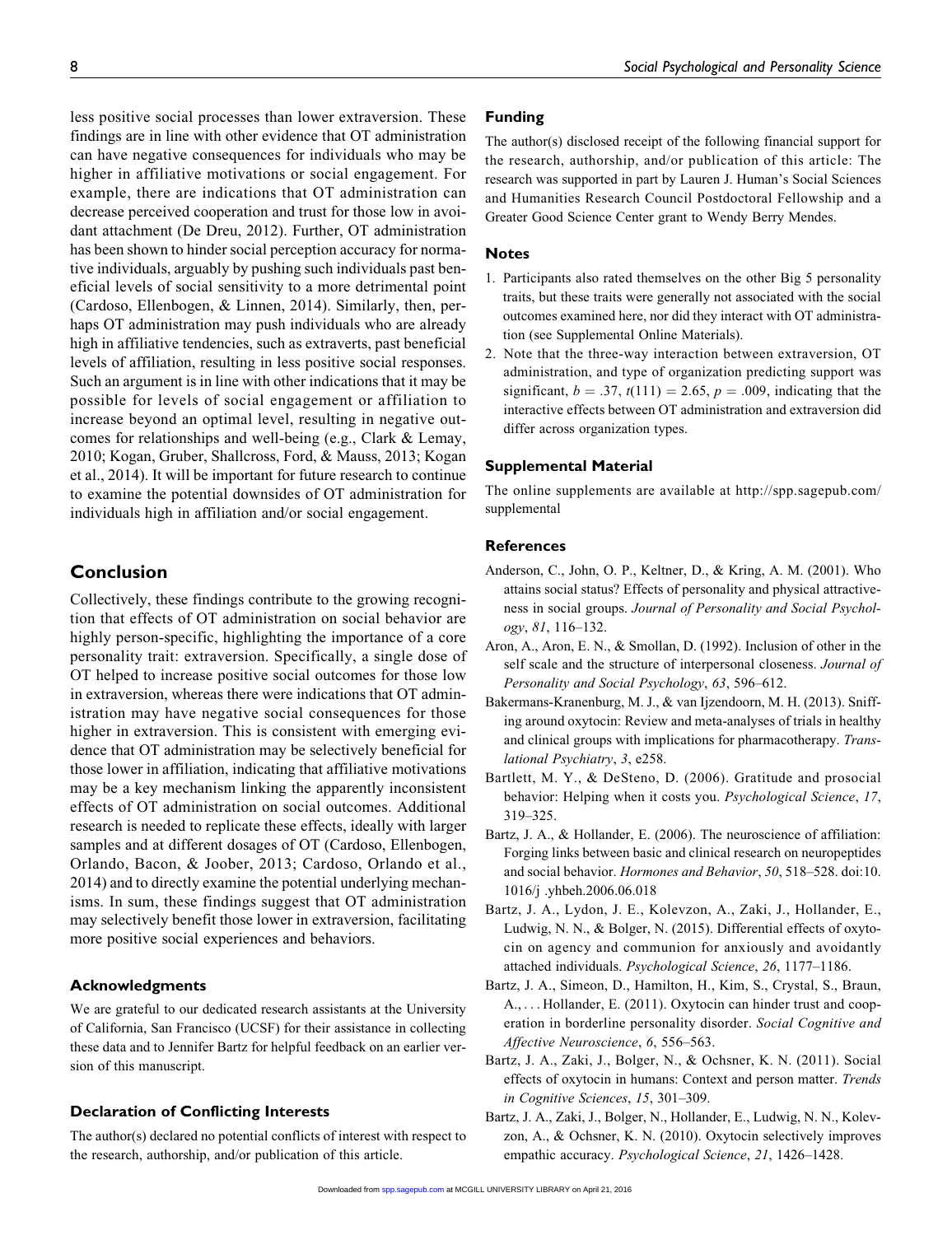less positive social processes than lower extraversion. These findings are in line with other evidence that OT administration can have negative consequences for individuals who may be higher in affiliative motivations or social engagement. For example, there are indications that OT administration can decrease perceived cooperation and trust for those low in avoidant attachment (De Dreu, 2012). Further, OT administration has been shown to hinder social perception accuracy for normative individuals, arguably by pushing such individuals past beneficial levels of social sensitivity to a more detrimental point (Cardoso, Ellenbogen, & Linnen, 2014). Similarly, then, perhaps OT administration may push individuals who are already high in affiliative tendencies, such as extraverts, past beneficial levels of affiliation, resulting in less positive social responses. Such an argument is in line with other indications that it may be possible for levels of social engagement or affiliation to increase beyond an optimal level, resulting in negative outcomes for relationships and well-being (e.g., Clark & Lemay, 2010; Kogan, Gruber, Shallcross, Ford, & Mauss, 2013; Kogan et al., 2014). It will be important for future research to continue to examine the potential downsides of OT administration for individuals high in affiliation and/or social engagement.

## Conclusion

Collectively, these findings contribute to the growing recognition that effects of OT administration on social behavior are highly person-specific, highlighting the importance of a core personality trait: extraversion. Specifically, a single dose of OT helped to increase positive social outcomes for those low in extraversion, whereas there were indications that OT administration may have negative social consequences for those higher in extraversion. This is consistent with emerging evidence that OT administration may be selectively beneficial for those lower in affiliation, indicating that affiliative motivations may be a key mechanism linking the apparently inconsistent effects of OT administration on social outcomes. Additional research is needed to replicate these effects, ideally with larger samples and at different dosages of OT (Cardoso, Ellenbogen, Orlando, Bacon, & Joober, 2013; Cardoso, Orlando et al., 2014) and to directly examine the potential underlying mechanisms. In sum, these findings suggest that OT administration may selectively benefit those lower in extraversion, facilitating more positive social experiences and behaviors.

### Acknowledgments

We are grateful to our dedicated research assistants at the University of California, San Francisco (UCSF) for their assistance in collecting these data and to Jennifer Bartz for helpful feedback on an earlier version of this manuscript.

### Declaration of Conflicting Interests

The author(s) declared no potential conflicts of interest with respect to the research, authorship, and/or publication of this article.

### Funding

The author(s) disclosed receipt of the following financial support for the research, authorship, and/or publication of this article: The research was supported in part by Lauren J. Human's Social Sciences and Humanities Research Council Postdoctoral Fellowship and a Greater Good Science Center grant to Wendy Berry Mendes.

### Notes

1. Participants also rated themselves on the other Big 5 personality traits, but these traits were generally not associated with the social outcomes examined here, nor did they interact with OT administration (see Supplemental Online Materials).
2. Note that the three-way interaction between extraversion, OT administration, and type of organization predicting support was significant, $b = .37$, $t(111) = 2.65$, $p = .009$, indicating that the interactive effects between OT administration and extraversion did differ across organization types.

### Supplemental Material

The online supplements are available at http://spp.sagepub.com/supplemental

### References

Anderson, C., John, O. P., Keltner, D., & Kring, A. M. (2001). Who attains social status? Effects of personality and physical attractiveness in social groups. *Journal of Personality and Social Psychology*, *81*, 116–132.

Aron, A., Aron, E. N., & Smollan, D. (1992). Inclusion of other in the self scale and the structure of interpersonal closeness. *Journal of Personality and Social Psychology*, *63*, 596–612.

Bakermans-Kranenburg, M. J., & van Ijzendoorn, M. H. (2013). Sniffing around oxytocin: Review and meta-analyses of trials in healthy and clinical groups with implications for pharmacotherapy. *Translational Psychiatry*, *3*, e258.

Bartlett, M. Y., & DeSteno, D. (2006). Gratitude and prosocial behavior: Helping when it costs you. *Psychological Science*, *17*, 319–325.

Bartz, J. A., & Hollander, E. (2006). The neuroscience of affiliation: Forging links between basic and clinical research on neuropeptides and social behavior. *Hormones and Behavior*, *50*, 518–528. doi:10.1016/j .yhbeh.2006.06.018

Bartz, J. A., Lydon, J. E., Kolevzon, A., Zaki, J., Hollander, E., Ludwig, N. N., & Bolger, N. (2015). Differential effects of oxytocin on agency and communion for anxiously and avoidantly attached individuals. *Psychological Science*, *26*, 1177–1186.

Bartz, J. A., Simeon, D., Hamilton, H., Kim, S., Crystal, S., Braun, A., . . . Hollander, E. (2011). Oxytocin can hinder trust and cooperation in borderline personality disorder. *Social Cognitive and Affective Neuroscience*, *6*, 556–563.

Bartz, J. A., Zaki, J., Bolger, N., & Ochsner, K. N. (2011). Social effects of oxytocin in humans: Context and person matter. *Trends in Cognitive Sciences*, *15*, 301–309.

Bartz, J. A., Zaki, J., Bolger, N., Hollander, E., Ludwig, N. N., Kolevzon, A., & Ochsner, K. N. (2010). Oxytocin selectively improves empathic accuracy. *Psychological Science*, *21*, 1426–1428.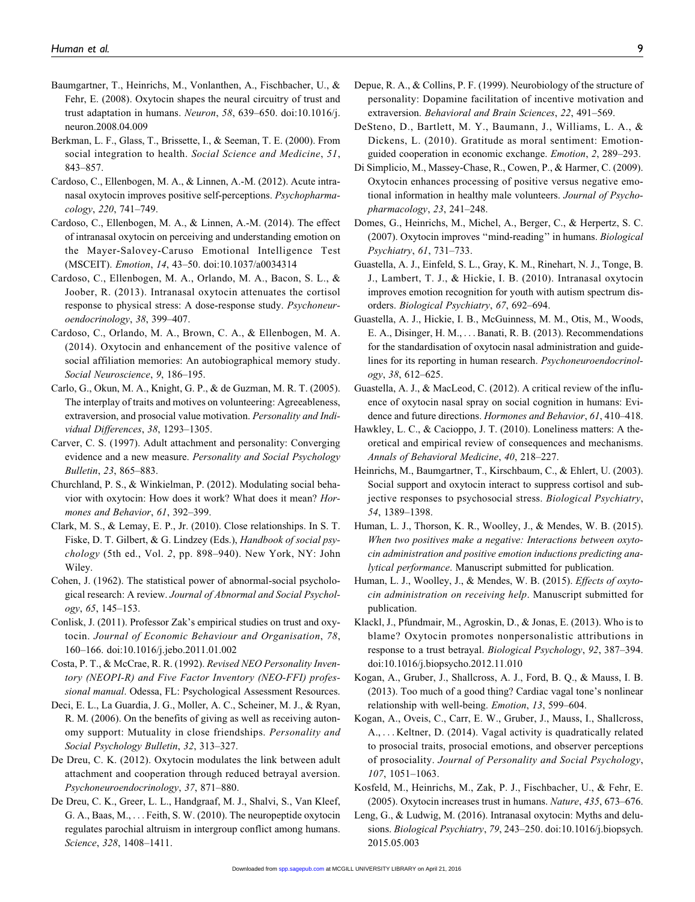Baumgartner, T., Heinrichs, M., Vonlanthen, A., Fischbacher, U., & Fehr, E. (2008). Oxytocin shapes the neural circuitry of trust and trust adaptation in humans. *Neuron*, *58*, 639–650. doi:10.1016/j.neuron.2008.04.009

Berkman, L. F., Glass, T., Brissette, I., & Seeman, T. E. (2000). From social integration to health. *Social Science and Medicine*, *51*, 843–857.

Cardoso, C., Ellenbogen, M. A., & Linnen, A.-M. (2012). Acute intranasal oxytocin improves positive self-perceptions. *Psychopharmacology*, *220*, 741–749.

Cardoso, C., Ellenbogen, M. A., & Linnen, A.-M. (2014). The effect of intranasal oxytocin on perceiving and understanding emotion on the Mayer-Salovey-Caruso Emotional Intelligence Test (MSCEIT). *Emotion*, *14*, 43–50. doi:10.1037/a0034314

Cardoso, C., Ellenbogen, M. A., Orlando, M. A., Bacon, S. L., & Joober, R. (2013). Intranasal oxytocin attenuates the cortisol response to physical stress: A dose-response study. *Psychoneuroendocrinology*, *38*, 399–407.

Cardoso, C., Orlando, M. A., Brown, C. A., & Ellenbogen, M. A. (2014). Oxytocin and enhancement of the positive valence of social affiliation memories: An autobiographical memory study. *Social Neuroscience*, *9*, 186–195.

Carlo, G., Okun, M. A., Knight, G. P., & de Guzman, M. R. T. (2005). The interplay of traits and motives on volunteering: Agreeableness, extraversion, and prosocial value motivation. *Personality and Individual Differences*, *38*, 1293–1305.

Carver, C. S. (1997). Adult attachment and personality: Converging evidence and a new measure. *Personality and Social Psychology Bulletin*, *23*, 865–883.

Churchland, P. S., & Winkielman, P. (2012). Modulating social behavior with oxytocin: How does it work? What does it mean? *Hormones and Behavior*, *61*, 392–399.

Clark, M. S., & Lemay, E. P., Jr. (2010). Close relationships. In S. T. Fiske, D. T. Gilbert, & G. Lindzey (Eds.), *Handbook of social psychology* (5th ed., Vol. *2*, pp. 898–940). New York, NY: John Wiley.

Cohen, J. (1962). The statistical power of abnormal-social psychological research: A review. *Journal of Abnormal and Social Psychology*, *65*, 145–153.

Conlisk, J. (2011). Professor Zak's empirical studies on trust and oxytocin. *Journal of Economic Behaviour and Organisation*, *78*, 160–166. doi:10.1016/j.jebo.2011.01.002

Costa, P. T., & McCrae, R. R. (1992). *Revised NEO Personality Inventory (NEOPI-R) and Five Factor Inventory (NEO-FFI) professional manual*. Odessa, FL: Psychological Assessment Resources.

Deci, E. L., La Guardia, J. G., Moller, A. C., Scheiner, M. J., & Ryan, R. M. (2006). On the benefits of giving as well as receiving autonomy support: Mutuality in close friendships. *Personality and Social Psychology Bulletin*, *32*, 313–327.

De Dreu, C. K. (2012). Oxytocin modulates the link between adult attachment and cooperation through reduced betrayal aversion. *Psychoneuroendocrinology*, *37*, 871–880.

De Dreu, C. K., Greer, L. L., Handgraaf, M. J., Shalvi, S., Van Kleef, G. A., Baas, M., . . . Feith, S. W. (2010). The neuropeptide oxytocin regulates parochial altruism in intergroup conflict among humans. *Science*, *328*, 1408–1411.

Depue, R. A., & Collins, P. F. (1999). Neurobiology of the structure of personality: Dopamine facilitation of incentive motivation and extraversion. *Behavioral and Brain Sciences*, *22*, 491–569.

DeSteno, D., Bartlett, M. Y., Baumann, J., Williams, L. A., & Dickens, L. (2010). Gratitude as moral sentiment: Emotion-guided cooperation in economic exchange. *Emotion*, *2*, 289–293.

Di Simplicio, M., Massey-Chase, R., Cowen, P., & Harmer, C. (2009). Oxytocin enhances processing of positive versus negative emotional information in healthy male volunteers. *Journal of Psychopharmacology*, *23*, 241–248.

Domes, G., Heinrichs, M., Michel, A., Berger, C., & Herpertz, S. C. (2007). Oxytocin improves "mind-reading" in humans. *Biological Psychiatry*, *61*, 731–733.

Guastella, A. J., Einfeld, S. L., Gray, K. M., Rinehart, N. J., Tonge, B. J., Lambert, T. J., & Hickie, I. B. (2010). Intranasal oxytocin improves emotion recognition for youth with autism spectrum disorders. *Biological Psychiatry*, *67*, 692–694.

Guastella, A. J., Hickie, I. B., McGuinness, M. M., Otis, M., Woods, E. A., Disinger, H. M., . . . Banati, R. B. (2013). Recommendations for the standardisation of oxytocin nasal administration and guidelines for its reporting in human research. *Psychoneuroendocrinology*, *38*, 612–625.

Guastella, A. J., & MacLeod, C. (2012). A critical review of the influence of oxytocin nasal spray on social cognition in humans: Evidence and future directions. *Hormones and Behavior*, *61*, 410–418.

Hawkley, L. C., & Cacioppo, J. T. (2010). Loneliness matters: A theoretical and empirical review of consequences and mechanisms. *Annals of Behavioral Medicine*, *40*, 218–227.

Heinrichs, M., Baumgartner, T., Kirschbaum, C., & Ehlert, U. (2003). Social support and oxytocin interact to suppress cortisol and subjective responses to psychosocial stress. *Biological Psychiatry*, *54*, 1389–1398.

Human, L. J., Thorson, K. R., Woolley, J., & Mendes, W. B. (2015). *When two positives make a negative: Interactions between oxytocin administration and positive emotion inductions predicting analytical performance*. Manuscript submitted for publication.

Human, L. J., Woolley, J., & Mendes, W. B. (2015). *Effects of oxytocin administration on receiving help*. Manuscript submitted for publication.

Klackl, J., Pfundmair, M., Agroskin, D., & Jonas, E. (2013). Who is to blame? Oxytocin promotes nonpersonalistic attributions in response to a trust betrayal. *Biological Psychology*, *92*, 387–394. doi:10.1016/j.biopsycho.2012.11.010

Kogan, A., Gruber, J., Shallcross, A. J., Ford, B. Q., & Mauss, I. B. (2013). Too much of a good thing? Cardiac vagal tone's nonlinear relationship with well-being. *Emotion*, *13*, 599–604.

Kogan, A., Oveis, C., Carr, E. W., Gruber, J., Mauss, I., Shallcross, A., . . . Keltner, D. (2014). Vagal activity is quadratically related to prosocial traits, prosocial emotions, and observer perceptions of prosociality. *Journal of Personality and Social Psychology*, *107*, 1051–1063.

Kosfeld, M., Heinrichs, M., Zak, P. J., Fischbacher, U., & Fehr, E. (2005). Oxytocin increases trust in humans. *Nature*, *435*, 673–676.

Leng, G., & Ludwig, M. (2016). Intranasal oxytocin: Myths and delusions. *Biological Psychiatry*, *79*, 243–250. doi:10.1016/j.biopsych.2015.05.003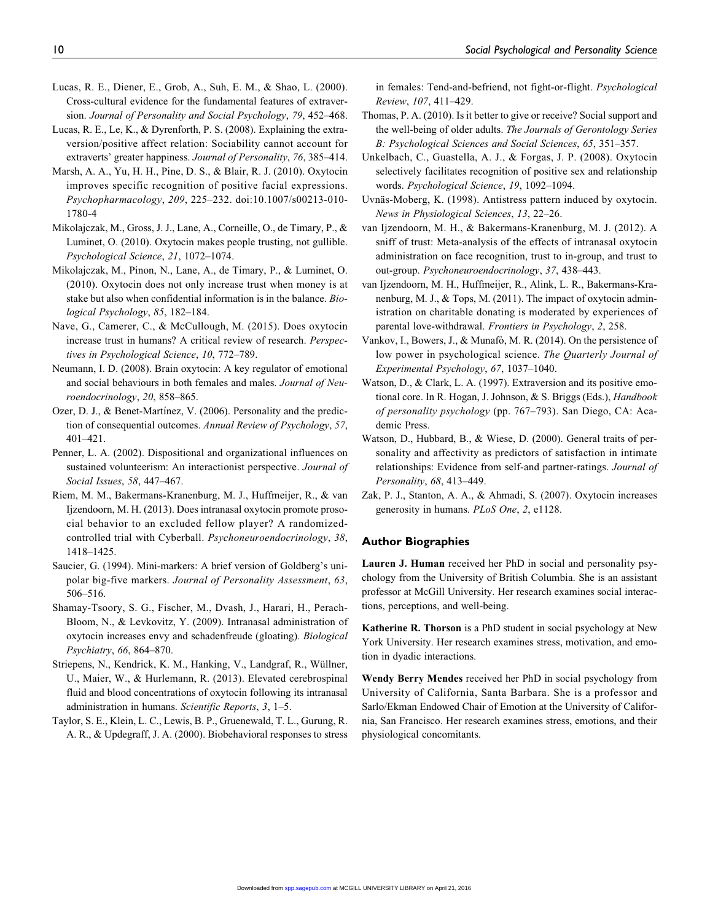Lucas, R. E., Diener, E., Grob, A., Suh, E. M., & Shao, L. (2000). Cross-cultural evidence for the fundamental features of extraversion. *Journal of Personality and Social Psychology*, *79*, 452–468.

Lucas, R. E., Le, K., & Dyrenforth, P. S. (2008). Explaining the extraversion/positive affect relation: Sociability cannot account for extraverts' greater happiness. *Journal of Personality*, *76*, 385–414.

Marsh, A. A., Yu, H. H., Pine, D. S., & Blair, R. J. (2010). Oxytocin improves specific recognition of positive facial expressions. *Psychopharmacology*, *209*, 225–232. doi:10.1007/s00213-010-1780-4

Mikolajczak, M., Gross, J. J., Lane, A., Corneille, O., de Timary, P., & Luminet, O. (2010). Oxytocin makes people trusting, not gullible. *Psychological Science*, *21*, 1072–1074.

Mikolajczak, M., Pinon, N., Lane, A., de Timary, P., & Luminet, O. (2010). Oxytocin does not only increase trust when money is at stake but also when confidential information is in the balance. *Biological Psychology*, *85*, 182–184.

Nave, G., Camerer, C., & McCullough, M. (2015). Does oxytocin increase trust in humans? A critical review of research. *Perspectives in Psychological Science*, *10*, 772–789.

Neumann, I. D. (2008). Brain oxytocin: A key regulator of emotional and social behaviours in both females and males. *Journal of Neuroendocrinology*, *20*, 858–865.

Ozer, D. J., & Benet-Martínez, V. (2006). Personality and the prediction of consequential outcomes. *Annual Review of Psychology*, *57*, 401–421.

Penner, L. A. (2002). Dispositional and organizational influences on sustained volunteerism: An interactionist perspective. *Journal of Social Issues*, *58*, 447–467.

Riem, M. M., Bakermans-Kranenburg, M. J., Huffmeijer, R., & van Ijzendoorn, M. H. (2013). Does intranasal oxytocin promote prosocial behavior to an excluded fellow player? A randomized-controlled trial with Cyberball. *Psychoneuroendocrinology*, *38*, 1418–1425.

Saucier, G. (1994). Mini-markers: A brief version of Goldberg's unipolar big-five markers. *Journal of Personality Assessment*, *63*, 506–516.

Shamay-Tsoory, S. G., Fischer, M., Dvash, J., Harari, H., Perach-Bloom, N., & Levkovitz, Y. (2009). Intranasal administration of oxytocin increases envy and schadenfreude (gloating). *Biological Psychiatry*, *66*, 864–870.

Striepens, N., Kendrick, K. M., Hanking, V., Landgraf, R., Wüllner, U., Maier, W., & Hurlemann, R. (2013). Elevated cerebrospinal fluid and blood concentrations of oxytocin following its intranasal administration in humans. *Scientific Reports*, *3*, 1–5.

Taylor, S. E., Klein, L. C., Lewis, B. P., Gruenewald, T. L., Gurung, R. A. R., & Updegraff, J. A. (2000). Biobehavioral responses to stress in females: Tend-and-befriend, not fight-or-flight. *Psychological Review*, *107*, 411–429.

Thomas, P. A. (2010). Is it better to give or receive? Social support and the well-being of older adults. *The Journals of Gerontology Series B: Psychological Sciences and Social Sciences*, *65*, 351–357.

Unkelbach, C., Guastella, A. J., & Forgas, J. P. (2008). Oxytocin selectively facilitates recognition of positive sex and relationship words. *Psychological Science*, *19*, 1092–1094.

Uvnäs-Moberg, K. (1998). Antistress pattern induced by oxytocin. *News in Physiological Sciences*, *13*, 22–26.

van Ijzendoorn, M. H., & Bakermans-Kranenburg, M. J. (2012). A sniff of trust: Meta-analysis of the effects of intranasal oxytocin administration on face recognition, trust to in-group, and trust to out-group. *Psychoneuroendocrinology*, *37*, 438–443.

van Ijzendoorn, M. H., Huffmeijer, R., Alink, L. R., Bakermans-Kranenburg, M. J., & Tops, M. (2011). The impact of oxytocin administration on charitable donating is moderated by experiences of parental love-withdrawal. *Frontiers in Psychology*, *2*, 258.

Vankov, I., Bowers, J., & Munafò, M. R. (2014). On the persistence of low power in psychological science. *The Quarterly Journal of Experimental Psychology*, *67*, 1037–1040.

Watson, D., & Clark, L. A. (1997). Extraversion and its positive emotional core. In R. Hogan, J. Johnson, & S. Briggs (Eds.), *Handbook of personality psychology* (pp. 767–793). San Diego, CA: Academic Press.

Watson, D., Hubbard, B., & Wiese, D. (2000). General traits of personality and affectivity as predictors of satisfaction in intimate relationships: Evidence from self-and partner-ratings. *Journal of Personality*, *68*, 413–449.

Zak, P. J., Stanton, A. A., & Ahmadi, S. (2007). Oxytocin increases generosity in humans. *PLoS One*, *2*, e1128.

## Author Biographies

**Lauren J. Human** received her PhD in social and personality psychology from the University of British Columbia. She is an assistant professor at McGill University. Her research examines social interactions, perceptions, and well-being.

**Katherine R. Thorson** is a PhD student in social psychology at New York University. Her research examines stress, motivation, and emotion in dyadic interactions.

**Wendy Berry Mendes** received her PhD in social psychology from University of California, Santa Barbara. She is a professor and Sarlo/Ekman Endowed Chair of Emotion at the University of California, San Francisco. Her research examines stress, emotions, and their physiological concomitants.